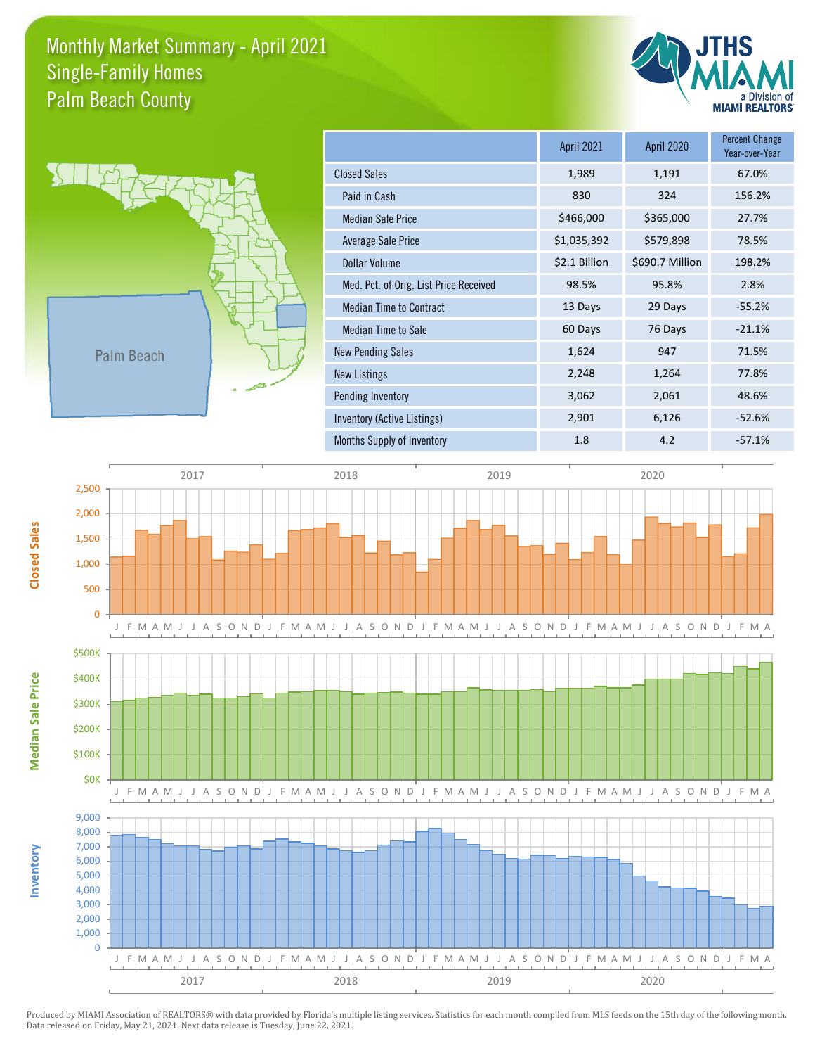# Monthly Market Summary - April 2021
## Single-Family Homes
## Palm Beach County

| | April 2021 | April 2020 | Percent Change Year-over-Year |
|---|---|---|---|
| Closed Sales | 1,989 | 1,191 | 67.0% |
| Paid in Cash | 830 | 324 | 156.2% |
| Median Sale Price | $466,000 | $365,000 | 27.7% |
| Average Sale Price | $1,035,392 | $579,898 | 78.5% |
| Dollar Volume | $2.1 Billion | $690.7 Million | 198.2% |
| Med. Pct. of Orig. List Price Received | 98.5% | 95.8% | 2.8% |
| Median Time to Contract | 13 Days | 29 Days | -55.2% |
| Median Time to Sale | 60 Days | 76 Days | -21.1% |
| New Pending Sales | 1,624 | 947 | 71.5% |
| New Listings | 2,248 | 1,264 | 77.8% |
| Pending Inventory | 3,062 | 2,061 | 48.6% |
| Inventory (Active Listings) | 2,901 | 6,126 | -52.6% |
| Months Supply of Inventory | 1.8 | 4.2 | -57.1% |

Produced by MIAMI Association of REALTORS® with data provided by Florida's multiple listing services. Statistics for each month compiled from MLS feeds on the 15th day of the following month. Data released on Friday, May 21, 2021. Next data release is Tuesday, June 22, 2021.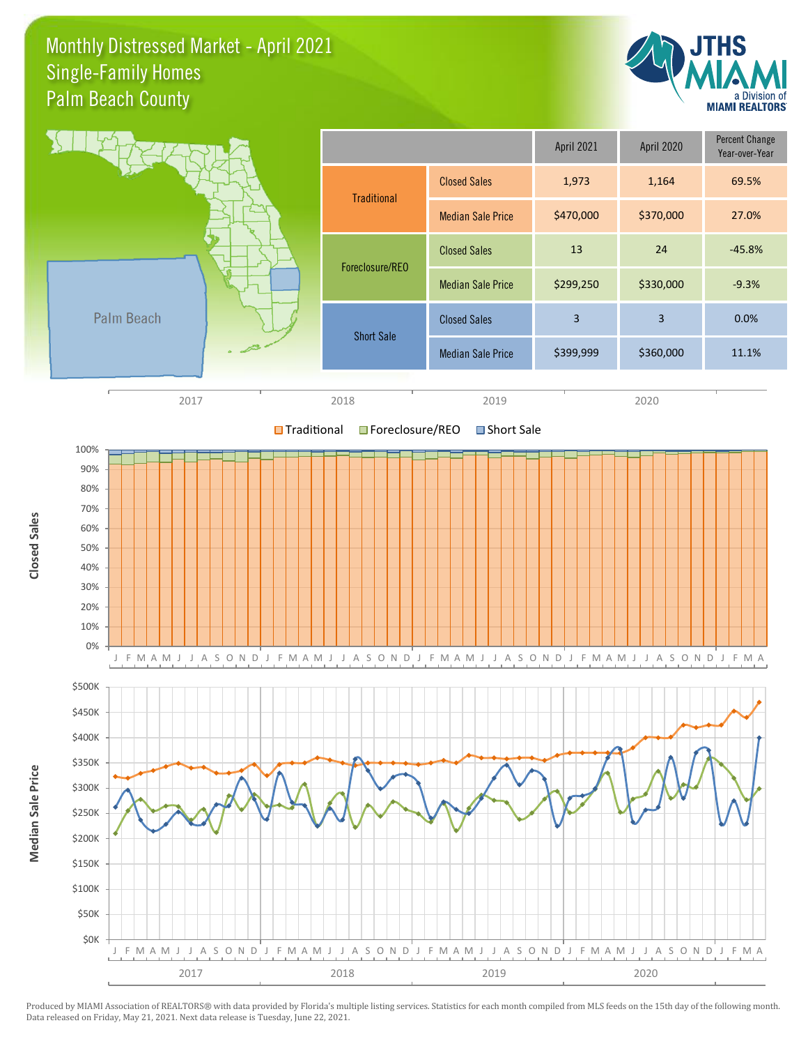# Monthly Distressed Market - April 2021
## Single-Family Homes
## Palm Beach County

JTHS MIAMI a Division of MIAMI REALTORS

Palm Beach

| | | April 2021 | April 2020 | Percent Change Year-over-Year |
|---|---|---|---|---|
| Traditional | Closed Sales | 1,973 | 1,164 | 69.5% |
| | Median Sale Price | $470,000 | $370,000 | 27.0% |
| Foreclosure/REO | Closed Sales | 13 | 24 | -45.8% |
| | Median Sale Price | $299,250 | $330,000 | -9.3% |
| Short Sale | Closed Sales | 3 | 3 | 0.0% |
| | Median Sale Price | $399,999 | $360,000 | 11.1% |

2017 2018 2019 2020

Traditional Foreclosure/REO Short Sale

Closed Sales

100% 90% 80% 70% 60% 50% 40% 30% 20% 10% 0%

J F M A M J J A S O N D J F M A M J J A S O N D J F M A M J J A S O N D J F M A M J J A S O N D J F M A

Median Sale Price

$500K $450K $400K $350K $300K $250K $200K $150K $100K $50K $0K

J F M A M J J A S O N D J F M A M J J A S O N D J F M A M J J A S O N D J F M A M J J A S O N D J F M A

2017 2018 2019 2020

Produced by MIAMI Association of REALTORS® with data provided by Florida's multiple listing services. Statistics for each month compiled from MLS feeds on the 15th day of the following month. Data released on Friday, May 21, 2021. Next data release is Tuesday, June 22, 2021.